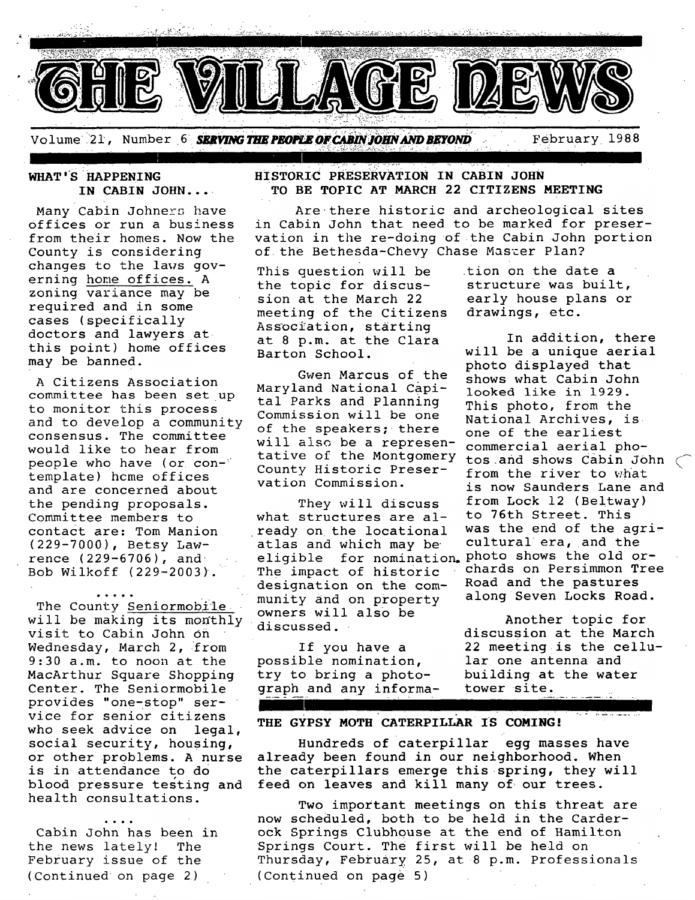# THE VILLAGE NEWS

Volume 21, Number 6 ***SERVING THE PEOPLE OF CABIN JOHN AND BEYOND*** February 1988

## WHAT'S HAPPENING IN CABIN JOHN...

Many Cabin Johners have offices or run a business from their homes. Now the County is considering changes to the laws governing home offices. A zoning variance may be required and in some cases (specifically doctors and lawyers at this point) home offices may be banned.

A Citizens Association committee has been set up to monitor this process and to develop a community consensus. The committee would like to hear from people who have (or contemplate) home offices and are concerned about the pending proposals. Committee members to contact are: Tom Manion (229-7000), Betsy Lawrence (229-6706), and Bob Wilkoff (229-2003).

.....

The County Seniormobile will be making its monthly visit to Cabin John on Wednesday, March 2, from 9:30 a.m. to noon at the MacArthur Square Shopping Center. The Seniormobile provides "one-stop" service for senior citizens who seek advice on legal, social security, housing, or other problems. A nurse is in attendance to do blood pressure testing and health consultations.

....

Cabin John has been in the news lately! The February issue of the (Continued on page 2)

## HISTORIC PRESERVATION IN CABIN JOHN TO BE TOPIC AT MARCH 22 CITIZENS MEETING

Are there historic and archeological sites in Cabin John that need to be marked for preservation in the re-doing of the Cabin John portion of the Bethesda-Chevy Chase Master Plan?

This question will be the topic for discussion at the March 22 meeting of the Citizens Association, starting at 8 p.m. at the Clara Barton School.

Gwen Marcus of the Maryland National Capital Parks and Planning Commission will be one of the speakers; there will also be a representative of the Montgomery County Historic Preservation Commission.

They will discuss what structures are already on the locational atlas and which may be eligible for nomination. The impact of historic designation on the community and on property owners will also be discussed.

If you have a possible nomination, try to bring a photograph and any information on the date a structure was built, early house plans or drawings, etc.

In addition, there will be a unique aerial photo displayed that shows what Cabin John looked like in 1929. This photo, from the National Archives, is one of the earliest commercial aerial photos and shows Cabin John from the river to what is now Saunders Lane and from Lock 12 (Beltway) to 76th Street. This was the end of the agricultural era, and the photo shows the old orchards on Persimmon Tree Road and the pastures along Seven Locks Road.

Another topic for discussion at the March 22 meeting is the cellular one antenna and building at the water tower site.

## THE GYPSY MOTH CATERPILLAR IS COMING!

Hundreds of caterpillar egg masses have already been found in our neighborhood. When the caterpillars emerge this spring, they will feed on leaves and kill many of our trees.

Two important meetings on this threat are now scheduled, both to be held in the Carderock Springs Clubhouse at the end of Hamilton Springs Court. The first will be held on Thursday, February 25, at 8 p.m. Professionals (Continued on page 5)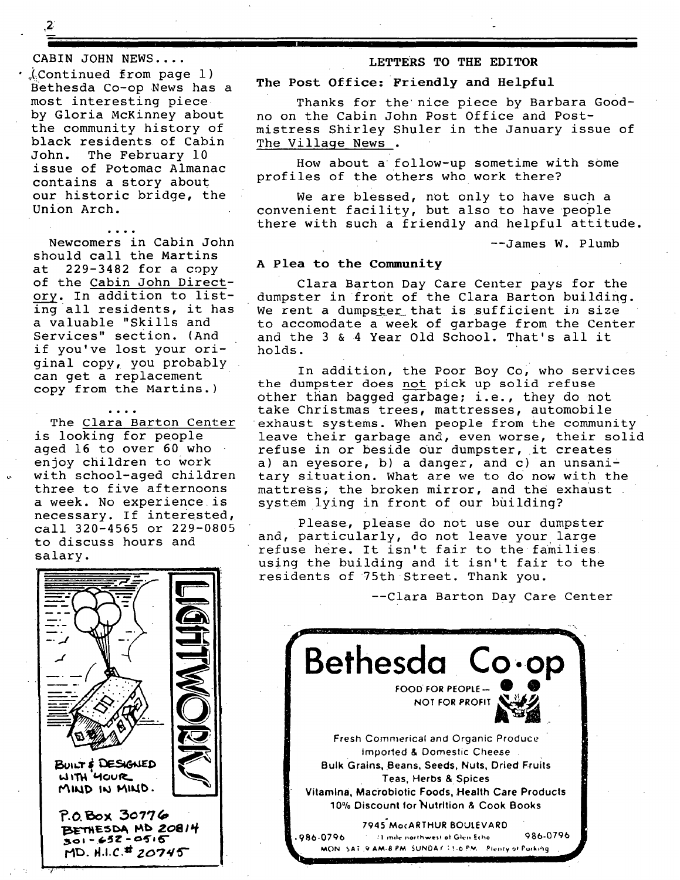CABIN JOHN NEWS....

(Continued from page 1) Bethesda Co-op News has a most interesting piece by Gloria McKinney about the community history of black residents of Cabin John. The February 10 issue of Potomac Almanac contains a story about our historic bridge, the Union Arch.

....

Newcomers in Cabin John should call the Martins at 229-3482 for a copy of the Cabin John Directory. In addition to listing all residents, it has a valuable "Skills and Services" section. (And if you've lost your original copy, you probably can get a replacement copy from the Martins.)

....

The Clara Barton Center is looking for people aged 16 to over 60 who enjoy children to work with school-aged children three to five afternoons a week. No experience is necessary. If interested, call 320-4565 or 229-0805 to discuss hours and salary.

LIGHTWORKS

BUILT & DESIGNED WITH YOUR MIND IN MIND.

P.O. Box 30776
BETHESDA MD 20814
301-652-0515
MD. H.I.C.# 20745

## LETTERS TO THE EDITOR

### The Post Office: Friendly and Helpful

Thanks for the nice piece by Barbara Goodno on the Cabin John Post Office and Postmistress Shirley Shuler in the January issue of The Village News .

How about a follow-up sometime with some profiles of the others who work there?

We are blessed, not only to have such a convenient facility, but also to have people there with such a friendly and helpful attitude.

--James W. Plumb

### A Plea to the Community

Clara Barton Day Care Center pays for the dumpster in front of the Clara Barton building. We rent a dumpster that is sufficient in size to accomodate a week of garbage from the Center and the 3 & 4 Year Old School. That's all it holds.

In addition, the Poor Boy Co, who services the dumpster does not pick up solid refuse other than bagged garbage; i.e., they do not take Christmas trees, mattresses, automobile exhaust systems. When people from the community leave their garbage and, even worse, their solid refuse in or beside our dumpster, it creates a) an eyesore, b) a danger, and c) an unsanitary situation. What are we to do now with the mattress, the broken mirror, and the exhaust system lying in front of our building?

Please, please do not use our dumpster and, particularly, do not leave your large refuse here. It isn't fair to the families using the building and it isn't fair to the residents of 75th Street. Thank you.

--Clara Barton Day Care Center

**Bethesda Co-op**

FOOD FOR PEOPLE — NOT FOR PROFIT

Fresh Commerical and Organic Produce
Imported & Domestic Cheese
Bulk Grains, Beans, Seeds, Nuts, Dried Fruits
Teas, Herbs & Spices
Vitamins, Macrobiotic Foods, Health Care Products
10% Discount for Nutrition & Cook Books

7945 MacARTHUR BOULEVARD
986-0796 1 mile northwest of Glen Echo 986-0796
MON SAT 9 AM-8 PM SUNDAY 11-6 PM Plenty of Parking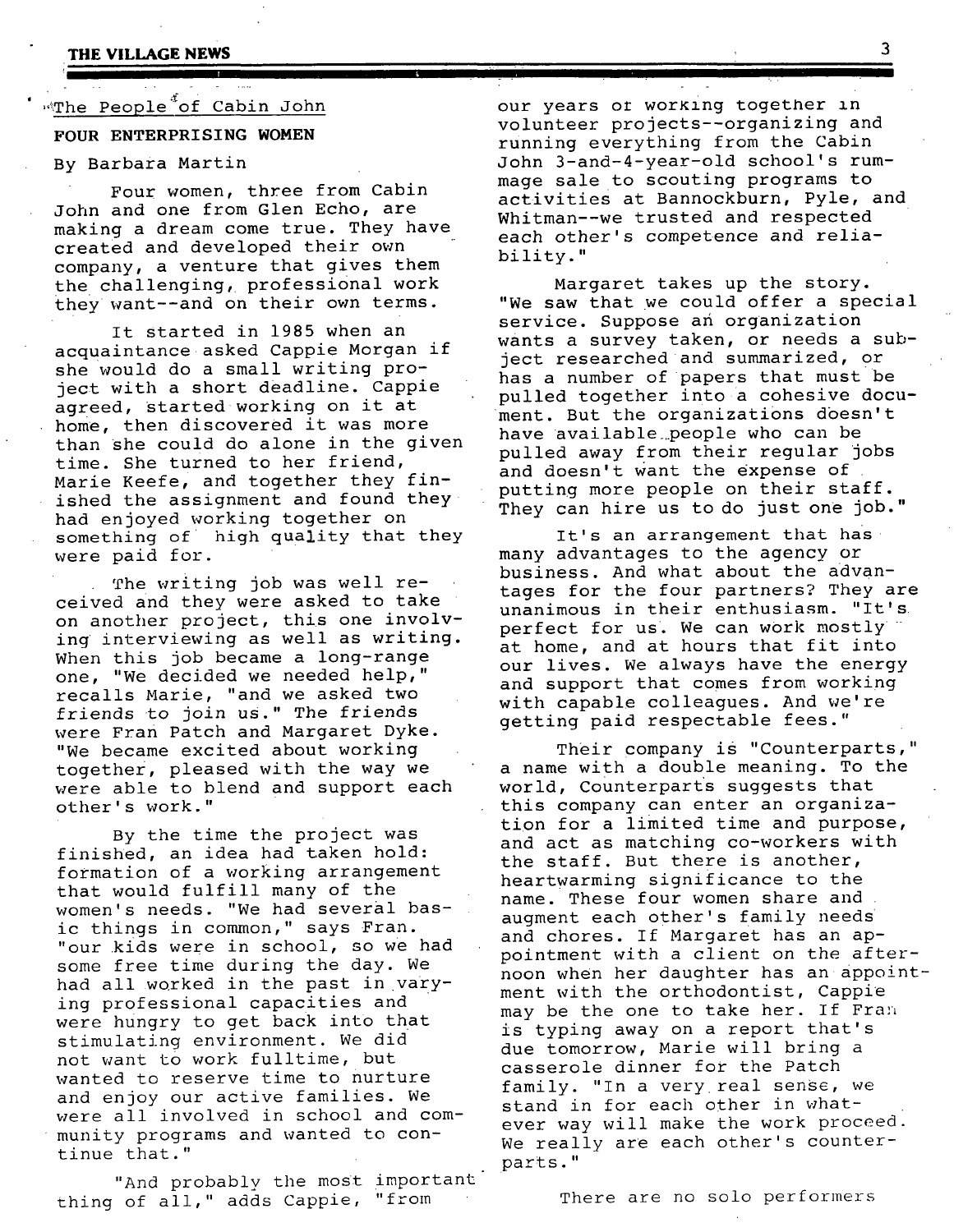The People of Cabin John

## FOUR ENTERPRISING WOMEN

By Barbara Martin

Four women, three from Cabin John and one from Glen Echo, are making a dream come true. They have created and developed their own company, a venture that gives them the challenging, professional work they want--and on their own terms.

It started in 1985 when an acquaintance asked Cappie Morgan if she would do a small writing project with a short deadline. Cappie agreed, started working on it at home, then discovered it was more than she could do alone in the given time. She turned to her friend, Marie Keefe, and together they finished the assignment and found they had enjoyed working together on something of high quality that they were paid for.

The writing job was well received and they were asked to take on another project, this one involving interviewing as well as writing. When this job became a long-range one, "We decided we needed help," recalls Marie, "and we asked two friends to join us." The friends were Fran Patch and Margaret Dyke. "We became excited about working together, pleased with the way we were able to blend and support each other's work."

By the time the project was finished, an idea had taken hold: formation of a working arrangement that would fulfill many of the women's needs. "We had several basic things in common," says Fran. "our kids were in school, so we had some free time during the day. We had all worked in the past in varying professional capacities and were hungry to get back into that stimulating environment. We did not want to work fulltime, but wanted to reserve time to nurture and enjoy our active families. We were all involved in school and community programs and wanted to continue that."

"And probably the most important thing of all," adds Cappie, "from our years of working together in volunteer projects--organizing and running everything from the Cabin John 3-and-4-year-old school's rummage sale to scouting programs to activities at Bannockburn, Pyle, and Whitman--we trusted and respected each other's competence and reliability."

Margaret takes up the story. "We saw that we could offer a special service. Suppose an organization wants a survey taken, or needs a subject researched and summarized, or has a number of papers that must be pulled together into a cohesive document. But the organizations doesn't have available people who can be pulled away from their regular jobs and doesn't want the expense of putting more people on their staff. They can hire us to do just one job."

It's an arrangement that has many advantages to the agency or business. And what about the advantages for the four partners? They are unanimous in their enthusiasm. "It's perfect for us. We can work mostly at home, and at hours that fit into our lives. We always have the energy and support that comes from working with capable colleagues. And we're getting paid respectable fees."

Their company is "Counterparts," a name with a double meaning. To the world, Counterparts suggests that this company can enter an organization for a limited time and purpose, and act as matching co-workers with the staff. But there is another, heartwarming significance to the name. These four women share and augment each other's family needs and chores. If Margaret has an appointment with a client on the afternoon when her daughter has an appointment with the orthodontist, Cappie may be the one to take her. If Fran is typing away on a report that's due tomorrow, Marie will bring a casserole dinner for the Patch family. "In a very real sense, we stand in for each other in whatever way will make the work proceed. We really are each other's counterparts."

There are no solo performers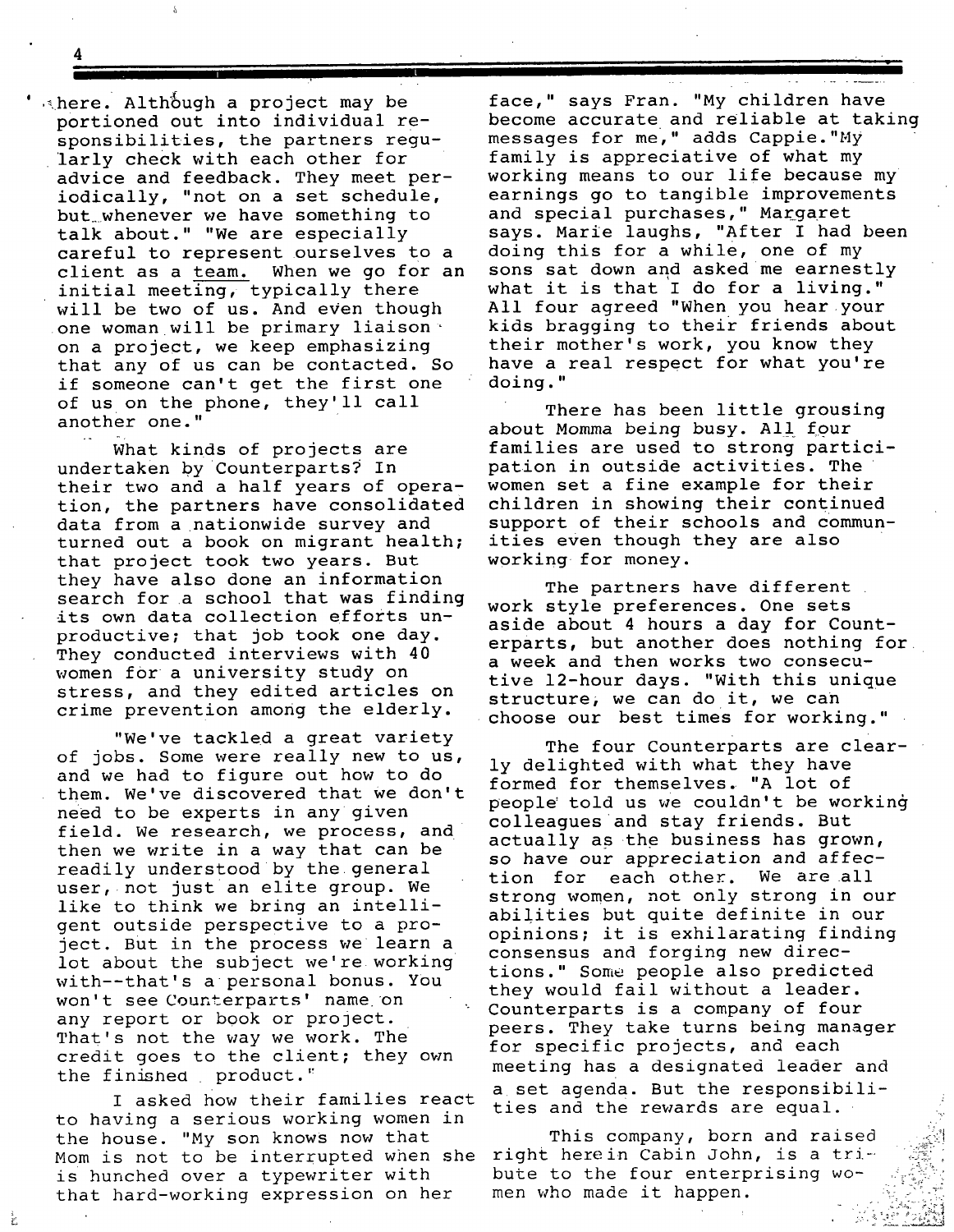here. Although a project may be portioned out into individual responsibilities, the partners regularly check with each other for advice and feedback. They meet periodically, "not on a set schedule, but whenever we have something to talk about." "We are especially careful to represent ourselves to a client as a <u>team.</u> When we go for an initial meeting, typically there will be two of us. And even though one woman will be primary liaison on a project, we keep emphasizing that any of us can be contacted. So if someone can't get the first one of us on the phone, they'll call another one."

What kinds of projects are undertaken by Counterparts? In their two and a half years of operation, the partners have consolidated data from a nationwide survey and turned out a book on migrant health; that project took two years. But they have also done an information search for a school that was finding its own data collection efforts unproductive; that job took one day. They conducted interviews with 40 women for a university study on stress, and they edited articles on crime prevention among the elderly.

"We've tackled a great variety of jobs. Some were really new to us, and we had to figure out how to do them. We've discovered that we don't need to be experts in any given field. We research, we process, and then we write in a way that can be readily understood by the general user, not just an elite group. We like to think we bring an intelligent outside perspective to a project. But in the process we learn a lot about the subject we're working with--that's a personal bonus. You won't see Counterparts' name on any report or book or project. That's not the way we work. The credit goes to the client; they own the finished product."

I asked how their families react to having a serious working women in the house. "My son knows now that Mom is not to be interrupted when she is hunched over a typewriter with that hard-working expression on her face," says Fran. "My children have become accurate and reliable at taking messages for me," adds Cappie. "My family is appreciative of what my working means to our life because my earnings go to tangible improvements and special purchases," Margaret says. Marie laughs, "After I had been doing this for a while, one of my sons sat down and asked me earnestly what it is that I do for a living." All four agreed "When you hear your kids bragging to their friends about their mother's work, you know they have a real respect for what you're doing."

There has been little grousing about Momma being busy. All four families are used to strong participation in outside activities. The women set a fine example for their children in showing their continued support of their schools and communities even though they are also working for money.

The partners have different work style preferences. One sets aside about 4 hours a day for Counterparts, but another does nothing for a week and then works two consecutive 12-hour days. "With this unique structure, we can do it, we can choose our best times for working."

The four Counterparts are clearly delighted with what they have formed for themselves. "A lot of people told us we couldn't be working colleagues and stay friends. But actually as the business has grown, so have our appreciation and affection for each other. We are all strong women, not only strong in our abilities but quite definite in our opinions; it is exhilarating finding consensus and forging new directions." Some people also predicted they would fail without a leader. Counterparts is a company of four peers. They take turns being manager for specific projects, and each meeting has a designated leader and a set agenda. But the responsibilities and the rewards are equal.

This company, born and raised right here in Cabin John, is a tribute to the four enterprising women who made it happen.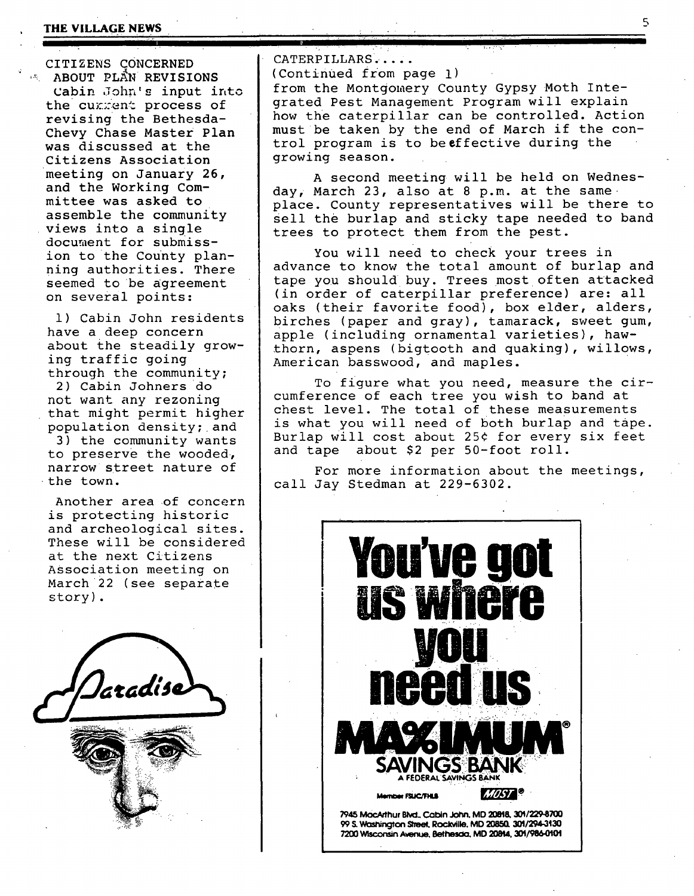## CITIZENS CONCERNED ABOUT PLAN REVISIONS

Cabin John's input into the current process of revising the Bethesda-Chevy Chase Master Plan was discussed at the Citizens Association meeting on January 26, and the Working Committee was asked to assemble the community views into a single document for submission to the County planning authorities. There seemed to be agreement on several points:

1) Cabin John residents have a deep concern about the steadily growing traffic going through the community;
2) Cabin Johners do not want any rezoning that might permit higher population density; and
3) the community wants to preserve the wooded, narrow street nature of the town.

Another area of concern is protecting historic and archeological sites. These will be considered at the next Citizens Association meeting on March 22 (see separate story).

Paradise

## CATERPILLARS.....

(Continued from page 1)

from the Montgomery County Gypsy Moth Integrated Pest Management Program will explain how the caterpillar can be controlled. Action must be taken by the end of March if the control program is to be effective during the growing season.

A second meeting will be held on Wednesday, March 23, also at 8 p.m. at the same place. County representatives will be there to sell the burlap and sticky tape needed to band trees to protect them from the pest.

You will need to check your trees in advance to know the total amount of burlap and tape you should buy. Trees most often attacked (in order of caterpillar preference) are: all oaks (their favorite food), box elder, alders, birches (paper and gray), tamarack, sweet gum, apple (including ornamental varieties), hawthorn, aspens (bigtooth and quaking), willows, American basswood, and maples.

To figure what you need, measure the circumference of each tree you wish to band at chest level. The total of these measurements is what you will need of both burlap and tape. Burlap will cost about 25¢ for every six feet and tape about $2 per 50-foot roll.

For more information about the meetings, call Jay Stedman at 229-6302.

**You've got us where you need us**

**MAXIMUM® SAVINGS BANK**
A FEDERAL SAVINGS BANK

Member FSLIC/FHLB MOST®

7945 MacArthur Blvd., Cabin John, MD 20818, 301/229-8700
99 S. Washington Street, Rockville, MD 20850, 301/294-3130
7200 Wisconsin Avenue, Bethesda, MD 20814, 301/986-0101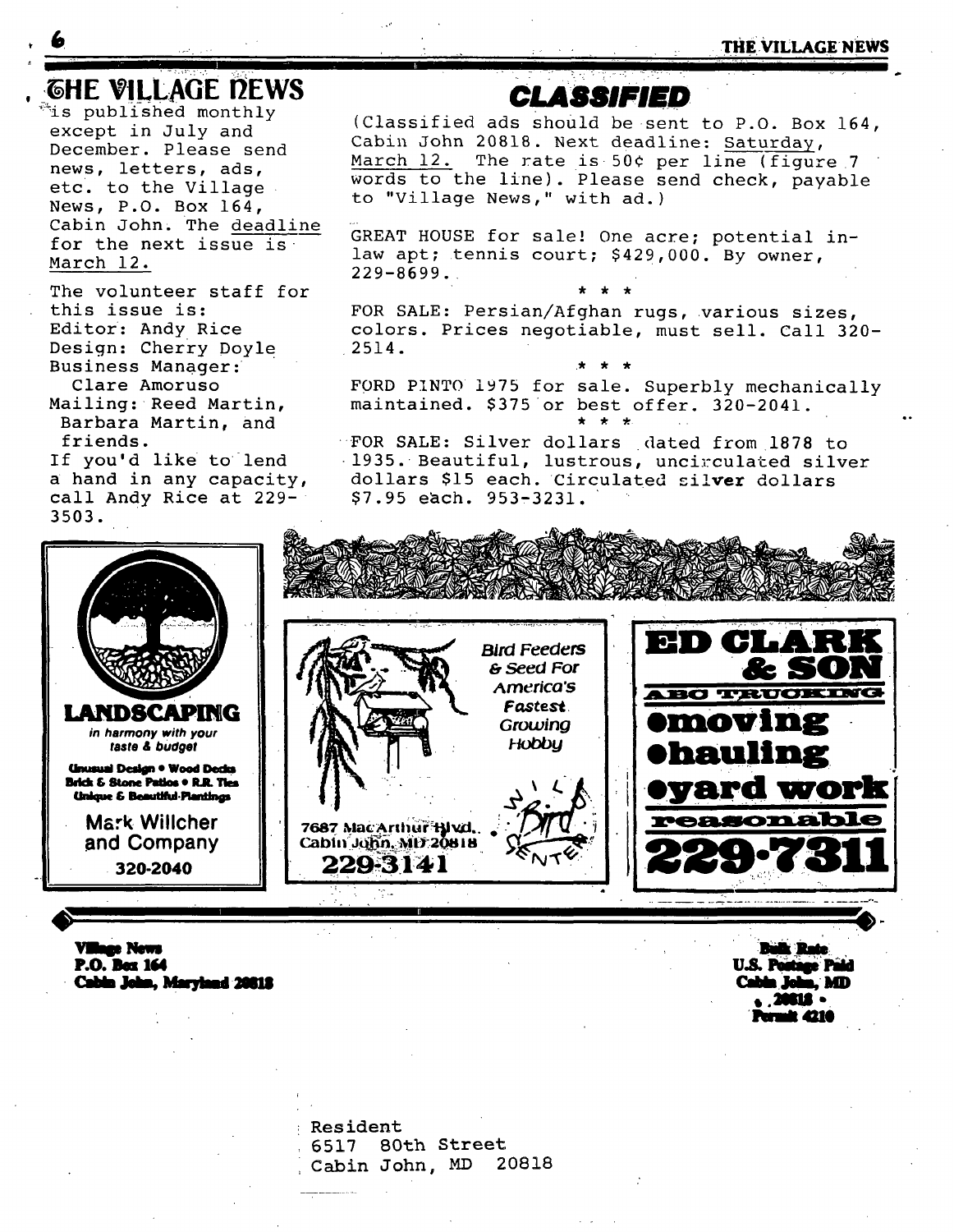## THE VILLAGE NEWS

is published monthly except in July and December. Please send news, letters, ads, etc. to the Village News, P.O. Box 164, Cabin John. The deadline for the next issue is March 12.

The volunteer staff for this issue is:
Editor: Andy Rice
Design: Cherry Doyle
Business Manager: Clare Amoruso
Mailing: Reed Martin, Barbara Martin, and friends.
If you'd like to lend a hand in any capacity, call Andy Rice at 229-3503.

## CLASSIFIED

(Classified ads should be sent to P.O. Box 164, Cabin John 20818. Next deadline: Saturday, March 12. The rate is 50¢ per line (figure 7 words to the line). Please send check, payable to "Village News," with ad.)

GREAT HOUSE for sale! One acre; potential in-law apt; tennis court; $429,000. By owner, 229-8699.

* * *

FOR SALE: Persian/Afghan rugs, various sizes, colors. Prices negotiable, must sell. Call 320-2514.

* * *

FORD PINTO 1975 for sale. Superbly mechanically maintained. $375 or best offer. 320-2041.

* * *

FOR SALE: Silver dollars dated from 1878 to 1935. Beautiful, lustrous, uncirculated silver dollars $15 each. Circulated silver dollars $7.95 each. 953-3231.

**LANDSCAPING**
*in harmony with your taste & budget*
Unusual Design • Wood Decks
Brick & Stone Patios • R.R. Ties
Unique & Beautiful Plantings
Mark Willcher and Company
320-2040

*Bird Feeders & Seed For America's Fastest Growing Hobby*
Wild Bird Center
7687 MacArthur Blvd., Cabin John, MD 20818
229-3141

**ED CLARK & SON**
ABC TRUCKING
•moving
•hauling
•yard work
reasonable
229-7311

Village News
P.O. Box 164
Cabin John, Maryland 20818

Bulk Rate
U.S. Postage Paid
Cabin John, MD
• 20818 •
Permit 4210

Resident
6517 80th Street
Cabin John, MD 20818